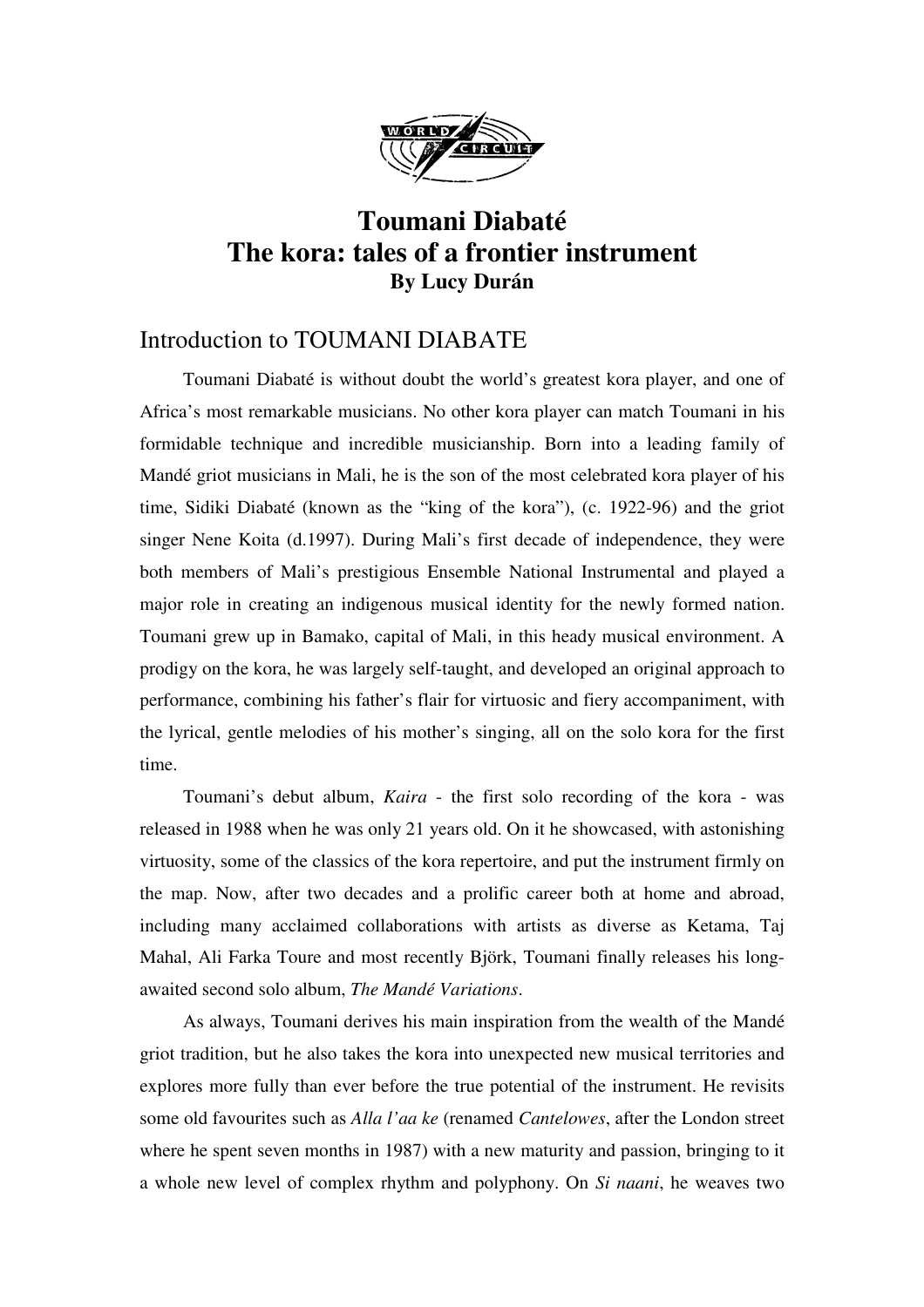# Toumani Diabaté
# The kora: tales of a frontier instrument

**By Lucy Durán**

## Introduction to TOUMANI DIABATE

Toumani Diabaté is without doubt the world's greatest kora player, and one of Africa's most remarkable musicians. No other kora player can match Toumani in his formidable technique and incredible musicianship. Born into a leading family of Mandé griot musicians in Mali, he is the son of the most celebrated kora player of his time, Sidiki Diabaté (known as the "king of the kora"), (c. 1922-96) and the griot singer Nene Koita (d.1997). During Mali's first decade of independence, they were both members of Mali's prestigious Ensemble National Instrumental and played a major role in creating an indigenous musical identity for the newly formed nation. Toumani grew up in Bamako, capital of Mali, in this heady musical environment. A prodigy on the kora, he was largely self-taught, and developed an original approach to performance, combining his father's flair for virtuosic and fiery accompaniment, with the lyrical, gentle melodies of his mother's singing, all on the solo kora for the first time.

Toumani's debut album, *Kaira* - the first solo recording of the kora - was released in 1988 when he was only 21 years old. On it he showcased, with astonishing virtuosity, some of the classics of the kora repertoire, and put the instrument firmly on the map. Now, after two decades and a prolific career both at home and abroad, including many acclaimed collaborations with artists as diverse as Ketama, Taj Mahal, Ali Farka Toure and most recently Björk, Toumani finally releases his long-awaited second solo album, *The Mandé Variations*.

As always, Toumani derives his main inspiration from the wealth of the Mandé griot tradition, but he also takes the kora into unexpected new musical territories and explores more fully than ever before the true potential of the instrument. He revisits some old favourites such as *Alla l'aa ke* (renamed *Cantelowes*, after the London street where he spent seven months in 1987) with a new maturity and passion, bringing to it a whole new level of complex rhythm and polyphony. On *Si naani*, he weaves two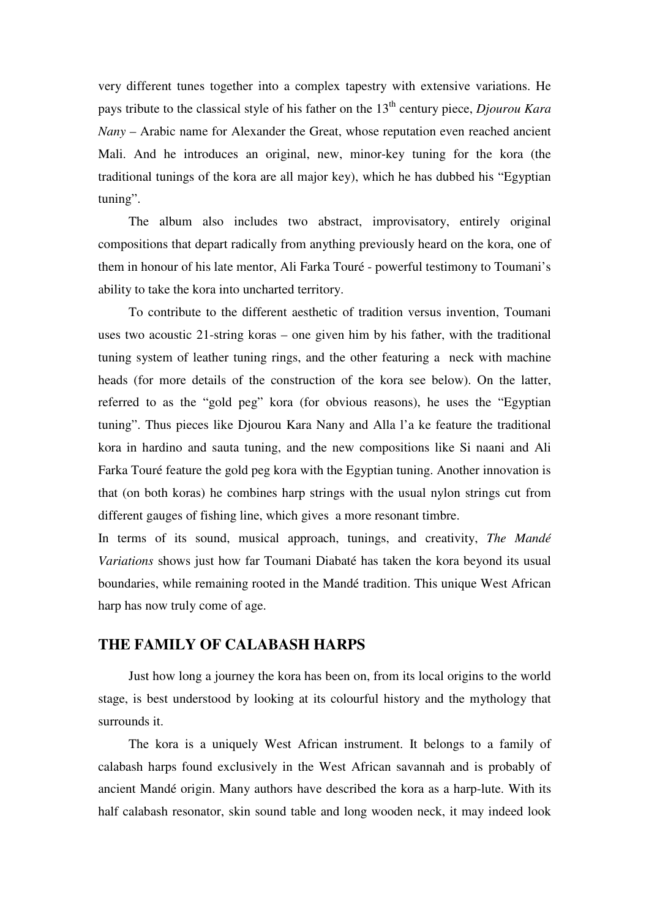very different tunes together into a complex tapestry with extensive variations. He pays tribute to the classical style of his father on the 13th century piece, *Djourou Kara Nany* – Arabic name for Alexander the Great, whose reputation even reached ancient Mali. And he introduces an original, new, minor-key tuning for the kora (the traditional tunings of the kora are all major key), which he has dubbed his "Egyptian tuning".

The album also includes two abstract, improvisatory, entirely original compositions that depart radically from anything previously heard on the kora, one of them in honour of his late mentor, Ali Farka Touré - powerful testimony to Toumani's ability to take the kora into uncharted territory.

To contribute to the different aesthetic of tradition versus invention, Toumani uses two acoustic 21-string koras – one given him by his father, with the traditional tuning system of leather tuning rings, and the other featuring a neck with machine heads (for more details of the construction of the kora see below). On the latter, referred to as the "gold peg" kora (for obvious reasons), he uses the "Egyptian tuning". Thus pieces like Djourou Kara Nany and Alla l'a ke feature the traditional kora in hardino and sauta tuning, and the new compositions like Si naani and Ali Farka Touré feature the gold peg kora with the Egyptian tuning. Another innovation is that (on both koras) he combines harp strings with the usual nylon strings cut from different gauges of fishing line, which gives a more resonant timbre.

In terms of its sound, musical approach, tunings, and creativity, *The Mandé Variations* shows just how far Toumani Diabaté has taken the kora beyond its usual boundaries, while remaining rooted in the Mandé tradition. This unique West African harp has now truly come of age.

## THE FAMILY OF CALABASH HARPS

Just how long a journey the kora has been on, from its local origins to the world stage, is best understood by looking at its colourful history and the mythology that surrounds it.

The kora is a uniquely West African instrument. It belongs to a family of calabash harps found exclusively in the West African savannah and is probably of ancient Mandé origin. Many authors have described the kora as a harp-lute. With its half calabash resonator, skin sound table and long wooden neck, it may indeed look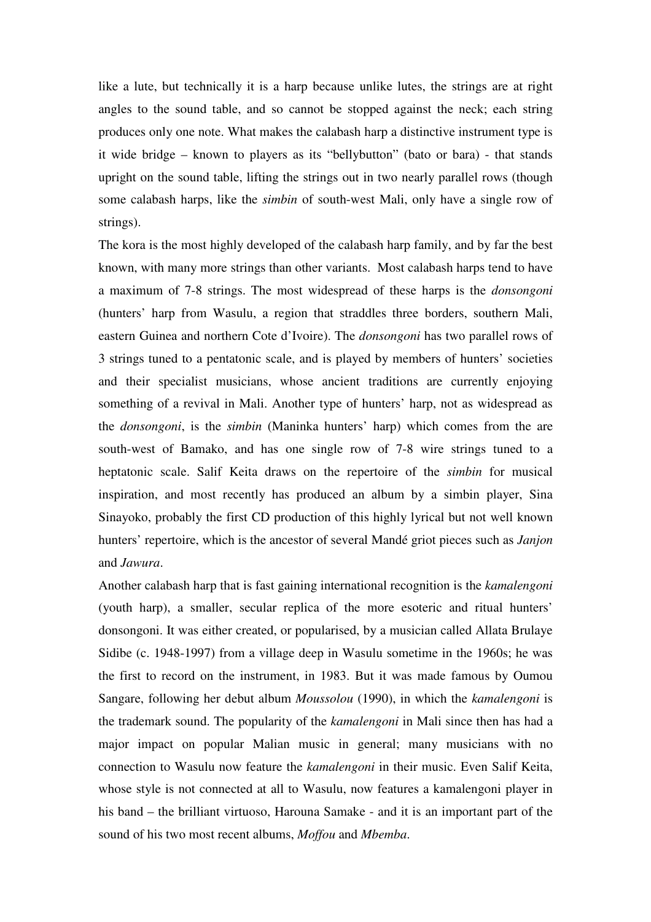like a lute, but technically it is a harp because unlike lutes, the strings are at right angles to the sound table, and so cannot be stopped against the neck; each string produces only one note. What makes the calabash harp a distinctive instrument type is it wide bridge – known to players as its "bellybutton" (bato or bara) - that stands upright on the sound table, lifting the strings out in two nearly parallel rows (though some calabash harps, like the *simbin* of south-west Mali, only have a single row of strings).

The kora is the most highly developed of the calabash harp family, and by far the best known, with many more strings than other variants. Most calabash harps tend to have a maximum of 7-8 strings. The most widespread of these harps is the *donsongoni* (hunters' harp from Wasulu, a region that straddles three borders, southern Mali, eastern Guinea and northern Cote d'Ivoire). The *donsongoni* has two parallel rows of 3 strings tuned to a pentatonic scale, and is played by members of hunters' societies and their specialist musicians, whose ancient traditions are currently enjoying something of a revival in Mali. Another type of hunters' harp, not as widespread as the *donsongoni*, is the *simbin* (Maninka hunters' harp) which comes from the are south-west of Bamako, and has one single row of 7-8 wire strings tuned to a heptatonic scale. Salif Keita draws on the repertoire of the *simbin* for musical inspiration, and most recently has produced an album by a simbin player, Sina Sinayoko, probably the first CD production of this highly lyrical but not well known hunters' repertoire, which is the ancestor of several Mandé griot pieces such as *Janjon* and *Jawura*.

Another calabash harp that is fast gaining international recognition is the *kamalengoni* (youth harp), a smaller, secular replica of the more esoteric and ritual hunters' donsongoni. It was either created, or popularised, by a musician called Allata Brulaye Sidibe (c. 1948-1997) from a village deep in Wasulu sometime in the 1960s; he was the first to record on the instrument, in 1983. But it was made famous by Oumou Sangare, following her debut album *Moussolou* (1990), in which the *kamalengoni* is the trademark sound. The popularity of the *kamalengoni* in Mali since then has had a major impact on popular Malian music in general; many musicians with no connection to Wasulu now feature the *kamalengoni* in their music. Even Salif Keita, whose style is not connected at all to Wasulu, now features a kamalengoni player in his band – the brilliant virtuoso, Harouna Samake - and it is an important part of the sound of his two most recent albums, *Moffou* and *Mbemba*.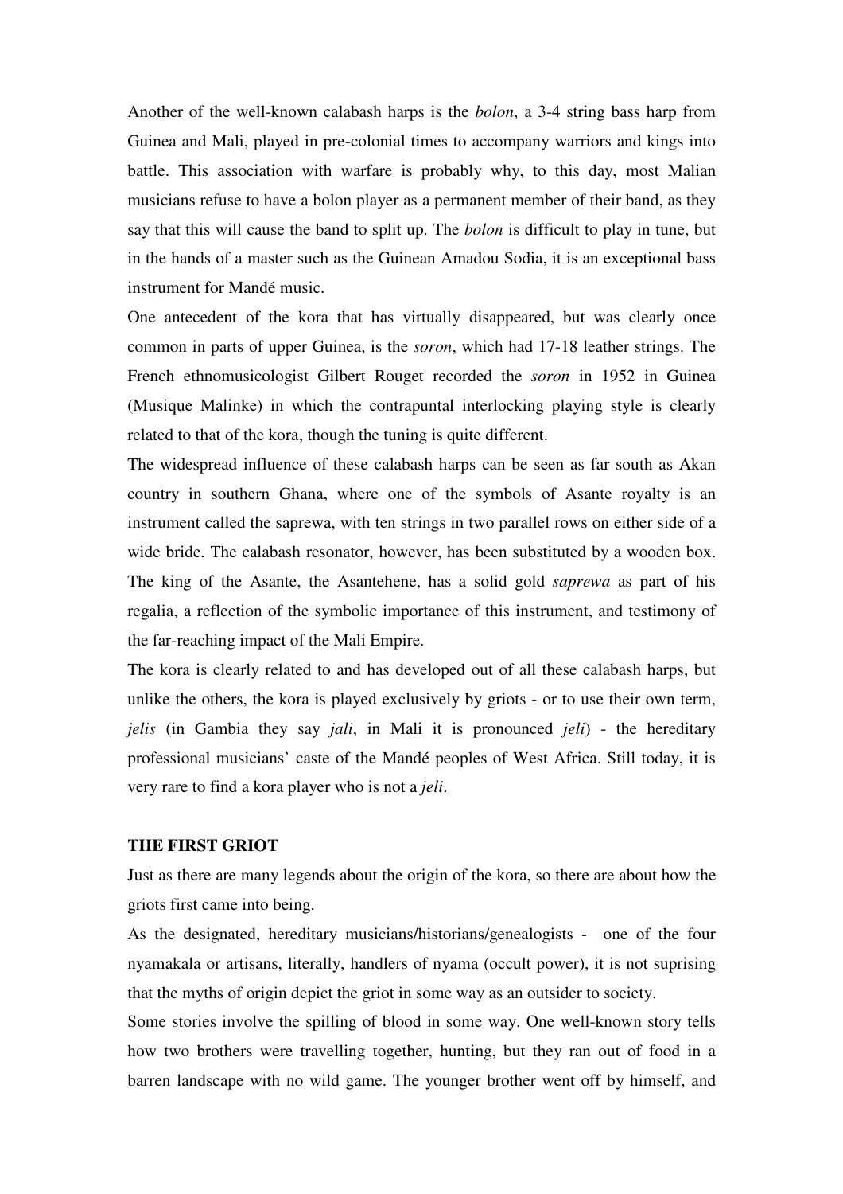Another of the well-known calabash harps is the *bolon*, a 3-4 string bass harp from Guinea and Mali, played in pre-colonial times to accompany warriors and kings into battle. This association with warfare is probably why, to this day, most Malian musicians refuse to have a bolon player as a permanent member of their band, as they say that this will cause the band to split up. The *bolon* is difficult to play in tune, but in the hands of a master such as the Guinean Amadou Sodia, it is an exceptional bass instrument for Mandé music.

One antecedent of the kora that has virtually disappeared, but was clearly once common in parts of upper Guinea, is the *soron*, which had 17-18 leather strings. The French ethnomusicologist Gilbert Rouget recorded the *soron* in 1952 in Guinea (Musique Malinke) in which the contrapuntal interlocking playing style is clearly related to that of the kora, though the tuning is quite different.

The widespread influence of these calabash harps can be seen as far south as Akan country in southern Ghana, where one of the symbols of Asante royalty is an instrument called the saprewa, with ten strings in two parallel rows on either side of a wide bride. The calabash resonator, however, has been substituted by a wooden box. The king of the Asante, the Asantehene, has a solid gold *saprewa* as part of his regalia, a reflection of the symbolic importance of this instrument, and testimony of the far-reaching impact of the Mali Empire.

The kora is clearly related to and has developed out of all these calabash harps, but unlike the others, the kora is played exclusively by griots - or to use their own term, *jelis* (in Gambia they say *jali*, in Mali it is pronounced *jeli*) - the hereditary professional musicians' caste of the Mandé peoples of West Africa. Still today, it is very rare to find a kora player who is not a *jeli*.

**THE FIRST GRIOT**

Just as there are many legends about the origin of the kora, so there are about how the griots first came into being.

As the designated, hereditary musicians/historians/genealogists - one of the four nyamakala or artisans, literally, handlers of nyama (occult power), it is not suprising that the myths of origin depict the griot in some way as an outsider to society.

Some stories involve the spilling of blood in some way. One well-known story tells how two brothers were travelling together, hunting, but they ran out of food in a barren landscape with no wild game. The younger brother went off by himself, and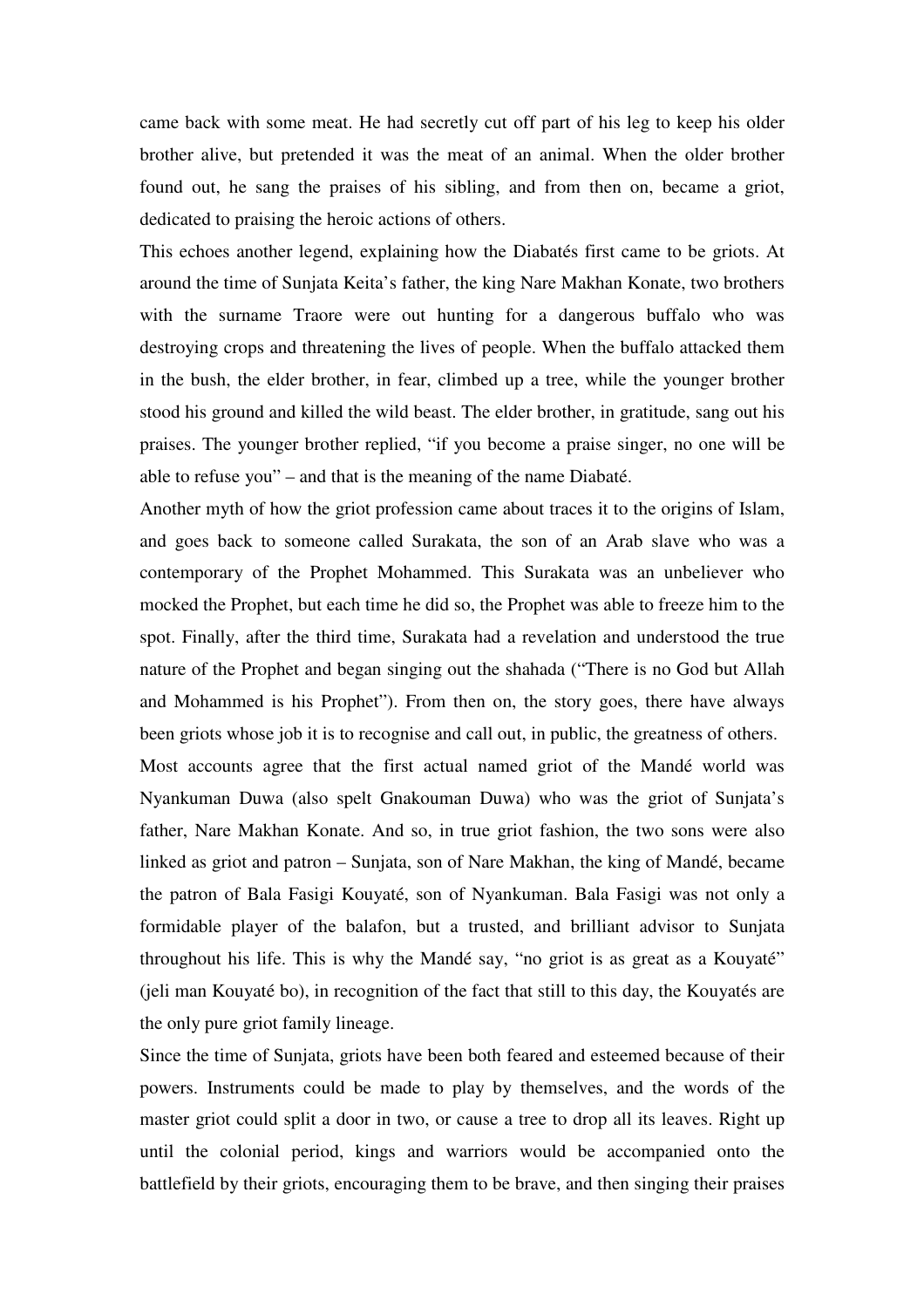came back with some meat. He had secretly cut off part of his leg to keep his older brother alive, but pretended it was the meat of an animal. When the older brother found out, he sang the praises of his sibling, and from then on, became a griot, dedicated to praising the heroic actions of others.

This echoes another legend, explaining how the Diabatés first came to be griots. At around the time of Sunjata Keita's father, the king Nare Makhan Konate, two brothers with the surname Traore were out hunting for a dangerous buffalo who was destroying crops and threatening the lives of people. When the buffalo attacked them in the bush, the elder brother, in fear, climbed up a tree, while the younger brother stood his ground and killed the wild beast. The elder brother, in gratitude, sang out his praises. The younger brother replied, "if you become a praise singer, no one will be able to refuse you" – and that is the meaning of the name Diabaté.

Another myth of how the griot profession came about traces it to the origins of Islam, and goes back to someone called Surakata, the son of an Arab slave who was a contemporary of the Prophet Mohammed. This Surakata was an unbeliever who mocked the Prophet, but each time he did so, the Prophet was able to freeze him to the spot. Finally, after the third time, Surakata had a revelation and understood the true nature of the Prophet and began singing out the shahada ("There is no God but Allah and Mohammed is his Prophet"). From then on, the story goes, there have always been griots whose job it is to recognise and call out, in public, the greatness of others.

Most accounts agree that the first actual named griot of the Mandé world was Nyankuman Duwa (also spelt Gnakouman Duwa) who was the griot of Sunjata's father, Nare Makhan Konate. And so, in true griot fashion, the two sons were also linked as griot and patron – Sunjata, son of Nare Makhan, the king of Mandé, became the patron of Bala Fasigi Kouyaté, son of Nyankuman. Bala Fasigi was not only a formidable player of the balafon, but a trusted, and brilliant advisor to Sunjata throughout his life. This is why the Mandé say, "no griot is as great as a Kouyaté" (jeli man Kouyaté bo), in recognition of the fact that still to this day, the Kouyatés are the only pure griot family lineage.

Since the time of Sunjata, griots have been both feared and esteemed because of their powers. Instruments could be made to play by themselves, and the words of the master griot could split a door in two, or cause a tree to drop all its leaves. Right up until the colonial period, kings and warriors would be accompanied onto the battlefield by their griots, encouraging them to be brave, and then singing their praises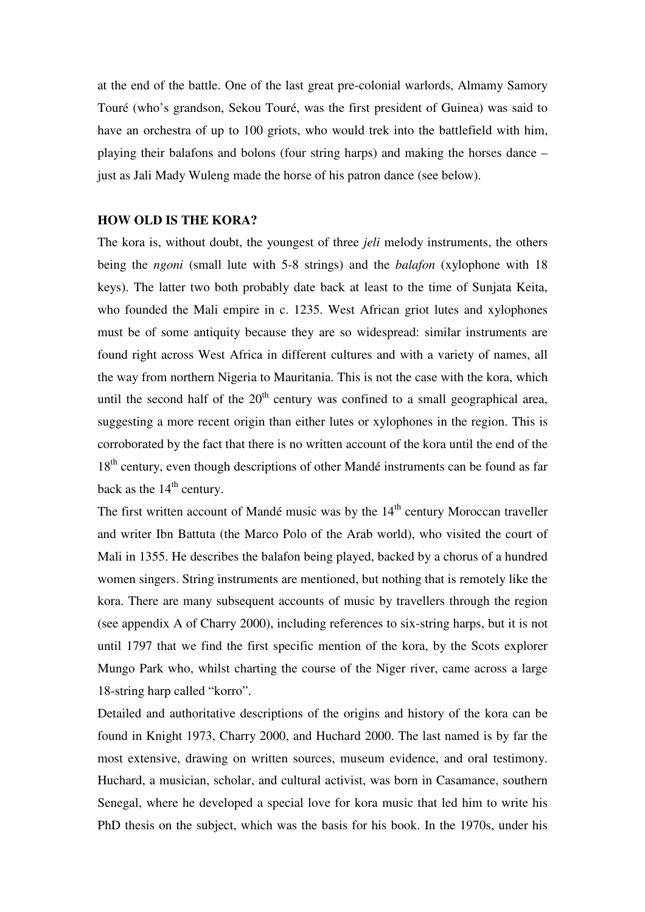at the end of the battle. One of the last great pre-colonial warlords, Almamy Samory Touré (who's grandson, Sekou Touré, was the first president of Guinea) was said to have an orchestra of up to 100 griots, who would trek into the battlefield with him, playing their balafons and bolons (four string harps) and making the horses dance – just as Jali Mady Wuleng made the horse of his patron dance (see below).

## HOW OLD IS THE KORA?

The kora is, without doubt, the youngest of three *jeli* melody instruments, the others being the *ngoni* (small lute with 5-8 strings) and the *balafon* (xylophone with 18 keys). The latter two both probably date back at least to the time of Sunjata Keita, who founded the Mali empire in c. 1235. West African griot lutes and xylophones must be of some antiquity because they are so widespread: similar instruments are found right across West Africa in different cultures and with a variety of names, all the way from northern Nigeria to Mauritania. This is not the case with the kora, which until the second half of the 20th century was confined to a small geographical area, suggesting a more recent origin than either lutes or xylophones in the region. This is corroborated by the fact that there is no written account of the kora until the end of the 18th century, even though descriptions of other Mandé instruments can be found as far back as the 14th century.

The first written account of Mandé music was by the 14th century Moroccan traveller and writer Ibn Battuta (the Marco Polo of the Arab world), who visited the court of Mali in 1355. He describes the balafon being played, backed by a chorus of a hundred women singers. String instruments are mentioned, but nothing that is remotely like the kora. There are many subsequent accounts of music by travellers through the region (see appendix A of Charry 2000), including references to six-string harps, but it is not until 1797 that we find the first specific mention of the kora, by the Scots explorer Mungo Park who, whilst charting the course of the Niger river, came across a large 18-string harp called "korro".

Detailed and authoritative descriptions of the origins and history of the kora can be found in Knight 1973, Charry 2000, and Huchard 2000. The last named is by far the most extensive, drawing on written sources, museum evidence, and oral testimony. Huchard, a musician, scholar, and cultural activist, was born in Casamance, southern Senegal, where he developed a special love for kora music that led him to write his PhD thesis on the subject, which was the basis for his book. In the 1970s, under his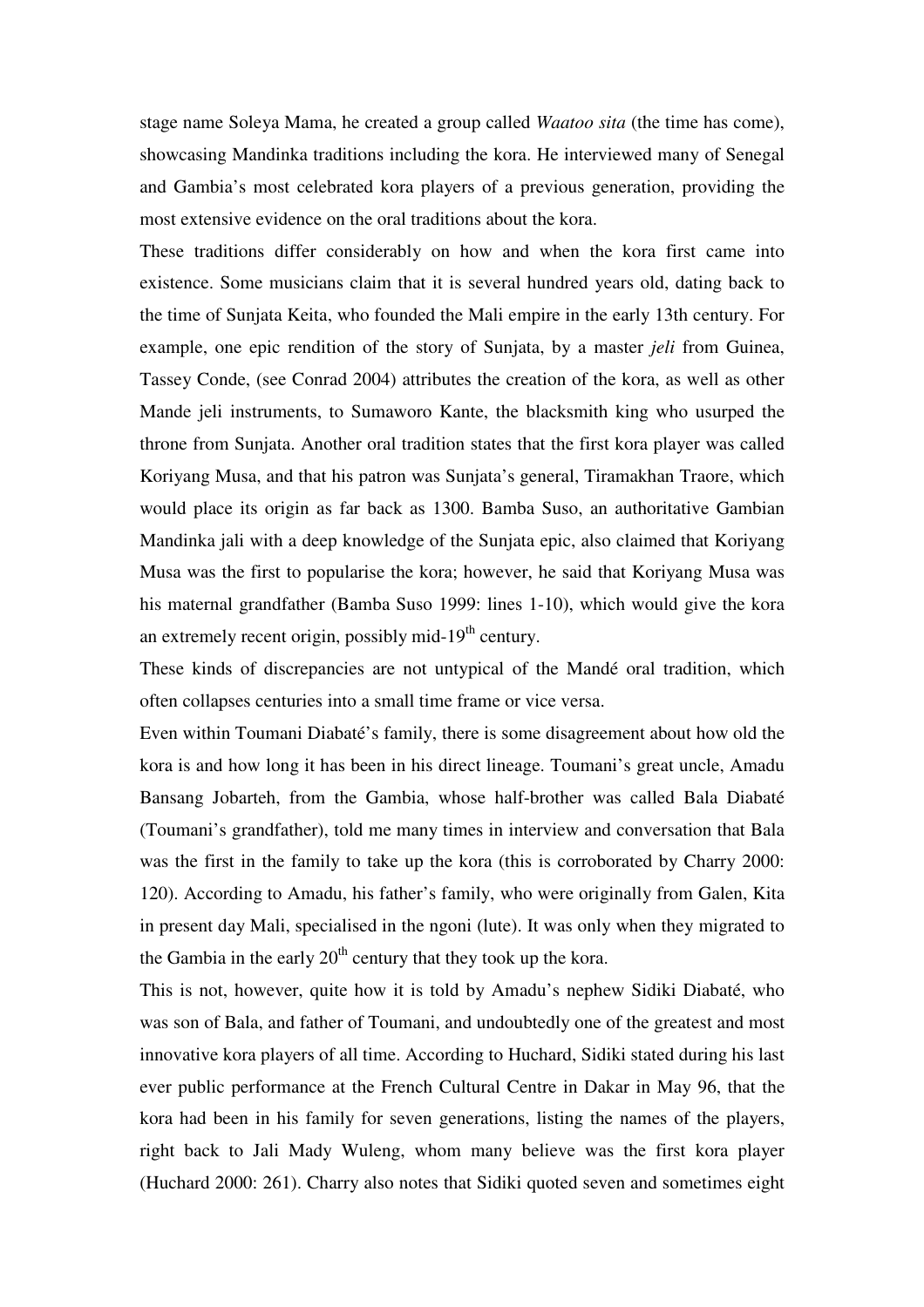stage name Soleya Mama, he created a group called *Waatoo sita* (the time has come), showcasing Mandinka traditions including the kora. He interviewed many of Senegal and Gambia's most celebrated kora players of a previous generation, providing the most extensive evidence on the oral traditions about the kora.

These traditions differ considerably on how and when the kora first came into existence. Some musicians claim that it is several hundred years old, dating back to the time of Sunjata Keita, who founded the Mali empire in the early 13th century. For example, one epic rendition of the story of Sunjata, by a master *jeli* from Guinea, Tassey Conde, (see Conrad 2004) attributes the creation of the kora, as well as other Mande jeli instruments, to Sumaworo Kante, the blacksmith king who usurped the throne from Sunjata. Another oral tradition states that the first kora player was called Koriyang Musa, and that his patron was Sunjata's general, Tiramakhan Traore, which would place its origin as far back as 1300. Bamba Suso, an authoritative Gambian Mandinka jali with a deep knowledge of the Sunjata epic, also claimed that Koriyang Musa was the first to popularise the kora; however, he said that Koriyang Musa was his maternal grandfather (Bamba Suso 1999: lines 1-10), which would give the kora an extremely recent origin, possibly mid-19th century.

These kinds of discrepancies are not untypical of the Mandé oral tradition, which often collapses centuries into a small time frame or vice versa.

Even within Toumani Diabaté's family, there is some disagreement about how old the kora is and how long it has been in his direct lineage. Toumani's great uncle, Amadu Bansang Jobarteh, from the Gambia, whose half-brother was called Bala Diabaté (Toumani's grandfather), told me many times in interview and conversation that Bala was the first in the family to take up the kora (this is corroborated by Charry 2000: 120). According to Amadu, his father's family, who were originally from Galen, Kita in present day Mali, specialised in the ngoni (lute). It was only when they migrated to the Gambia in the early 20th century that they took up the kora.

This is not, however, quite how it is told by Amadu's nephew Sidiki Diabaté, who was son of Bala, and father of Toumani, and undoubtedly one of the greatest and most innovative kora players of all time. According to Huchard, Sidiki stated during his last ever public performance at the French Cultural Centre in Dakar in May 96, that the kora had been in his family for seven generations, listing the names of the players, right back to Jali Mady Wuleng, whom many believe was the first kora player (Huchard 2000: 261). Charry also notes that Sidiki quoted seven and sometimes eight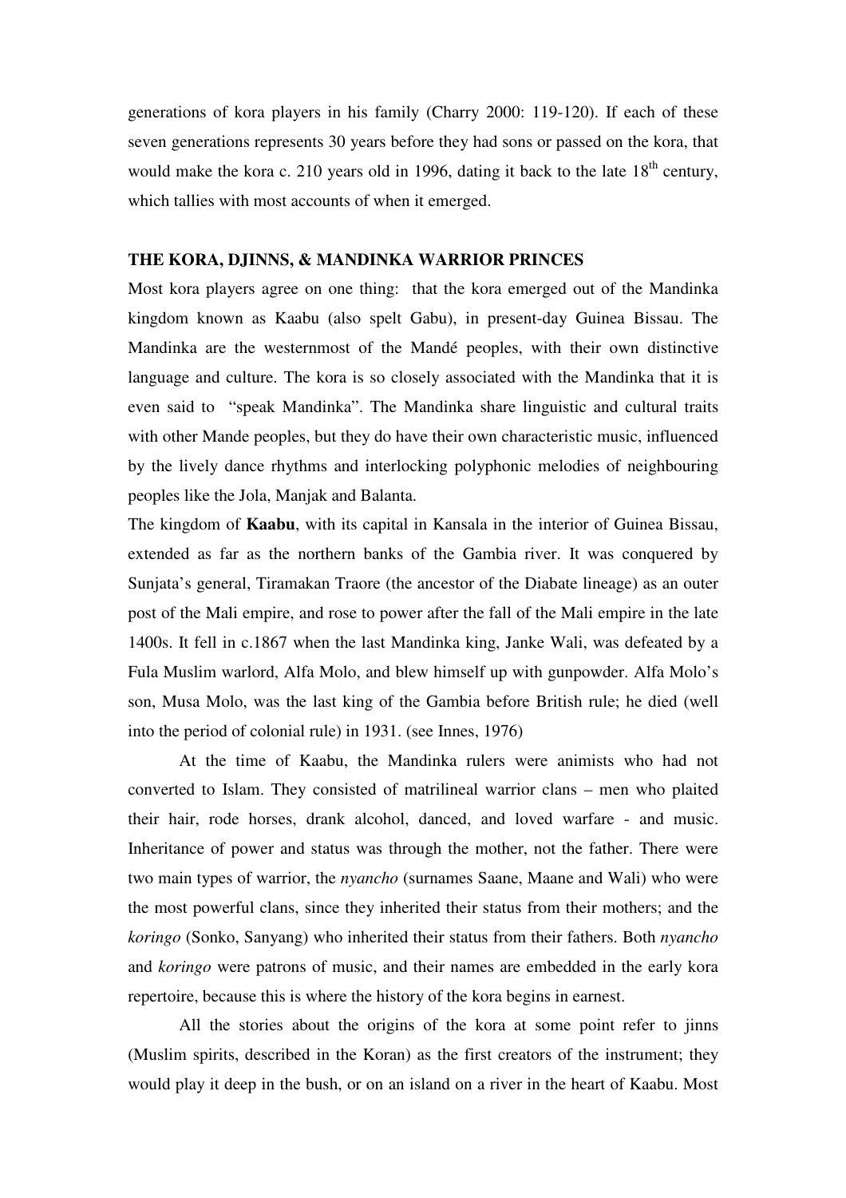generations of kora players in his family (Charry 2000: 119-120). If each of these seven generations represents 30 years before they had sons or passed on the kora, that would make the kora c. 210 years old in 1996, dating it back to the late 18th century, which tallies with most accounts of when it emerged.

## THE KORA, DJINNS, & MANDINKA WARRIOR PRINCES

Most kora players agree on one thing: that the kora emerged out of the Mandinka kingdom known as Kaabu (also spelt Gabu), in present-day Guinea Bissau. The Mandinka are the westernmost of the Mandé peoples, with their own distinctive language and culture. The kora is so closely associated with the Mandinka that it is even said to "speak Mandinka". The Mandinka share linguistic and cultural traits with other Mande peoples, but they do have their own characteristic music, influenced by the lively dance rhythms and interlocking polyphonic melodies of neighbouring peoples like the Jola, Manjak and Balanta.

The kingdom of **Kaabu**, with its capital in Kansala in the interior of Guinea Bissau, extended as far as the northern banks of the Gambia river. It was conquered by Sunjata's general, Tiramakan Traore (the ancestor of the Diabate lineage) as an outer post of the Mali empire, and rose to power after the fall of the Mali empire in the late 1400s. It fell in c.1867 when the last Mandinka king, Janke Wali, was defeated by a Fula Muslim warlord, Alfa Molo, and blew himself up with gunpowder. Alfa Molo's son, Musa Molo, was the last king of the Gambia before British rule; he died (well into the period of colonial rule) in 1931. (see Innes, 1976)

At the time of Kaabu, the Mandinka rulers were animists who had not converted to Islam. They consisted of matrilineal warrior clans – men who plaited their hair, rode horses, drank alcohol, danced, and loved warfare - and music. Inheritance of power and status was through the mother, not the father. There were two main types of warrior, the *nyancho* (surnames Saane, Maane and Wali) who were the most powerful clans, since they inherited their status from their mothers; and the *koringo* (Sonko, Sanyang) who inherited their status from their fathers. Both *nyancho* and *koringo* were patrons of music, and their names are embedded in the early kora repertoire, because this is where the history of the kora begins in earnest.

All the stories about the origins of the kora at some point refer to jinns (Muslim spirits, described in the Koran) as the first creators of the instrument; they would play it deep in the bush, or on an island on a river in the heart of Kaabu. Most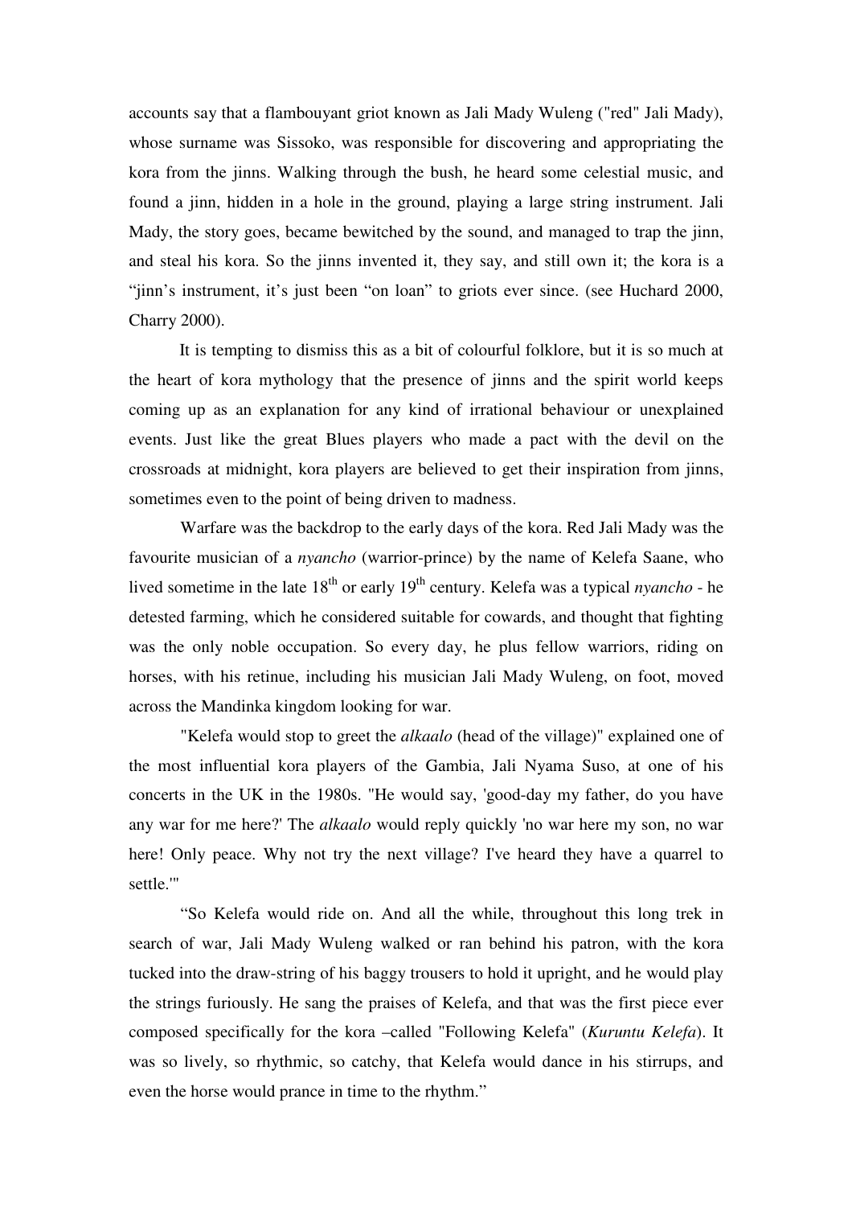accounts say that a flambouyant griot known as Jali Mady Wuleng ("red" Jali Mady), whose surname was Sissoko, was responsible for discovering and appropriating the kora from the jinns. Walking through the bush, he heard some celestial music, and found a jinn, hidden in a hole in the ground, playing a large string instrument. Jali Mady, the story goes, became bewitched by the sound, and managed to trap the jinn, and steal his kora. So the jinns invented it, they say, and still own it; the kora is a "jinn's instrument, it's just been "on loan" to griots ever since. (see Huchard 2000, Charry 2000).

It is tempting to dismiss this as a bit of colourful folklore, but it is so much at the heart of kora mythology that the presence of jinns and the spirit world keeps coming up as an explanation for any kind of irrational behaviour or unexplained events. Just like the great Blues players who made a pact with the devil on the crossroads at midnight, kora players are believed to get their inspiration from jinns, sometimes even to the point of being driven to madness.

Warfare was the backdrop to the early days of the kora. Red Jali Mady was the favourite musician of a *nyancho* (warrior-prince) by the name of Kelefa Saane, who lived sometime in the late 18th or early 19th century. Kelefa was a typical *nyancho* - he detested farming, which he considered suitable for cowards, and thought that fighting was the only noble occupation. So every day, he plus fellow warriors, riding on horses, with his retinue, including his musician Jali Mady Wuleng, on foot, moved across the Mandinka kingdom looking for war.

"Kelefa would stop to greet the *alkaalo* (head of the village)" explained one of the most influential kora players of the Gambia, Jali Nyama Suso, at one of his concerts in the UK in the 1980s. "He would say, 'good-day my father, do you have any war for me here?' The *alkaalo* would reply quickly 'no war here my son, no war here! Only peace. Why not try the next village? I've heard they have a quarrel to settle.'"

"So Kelefa would ride on. And all the while, throughout this long trek in search of war, Jali Mady Wuleng walked or ran behind his patron, with the kora tucked into the draw-string of his baggy trousers to hold it upright, and he would play the strings furiously. He sang the praises of Kelefa, and that was the first piece ever composed specifically for the kora –called "Following Kelefa" (*Kuruntu Kelefa*). It was so lively, so rhythmic, so catchy, that Kelefa would dance in his stirrups, and even the horse would prance in time to the rhythm."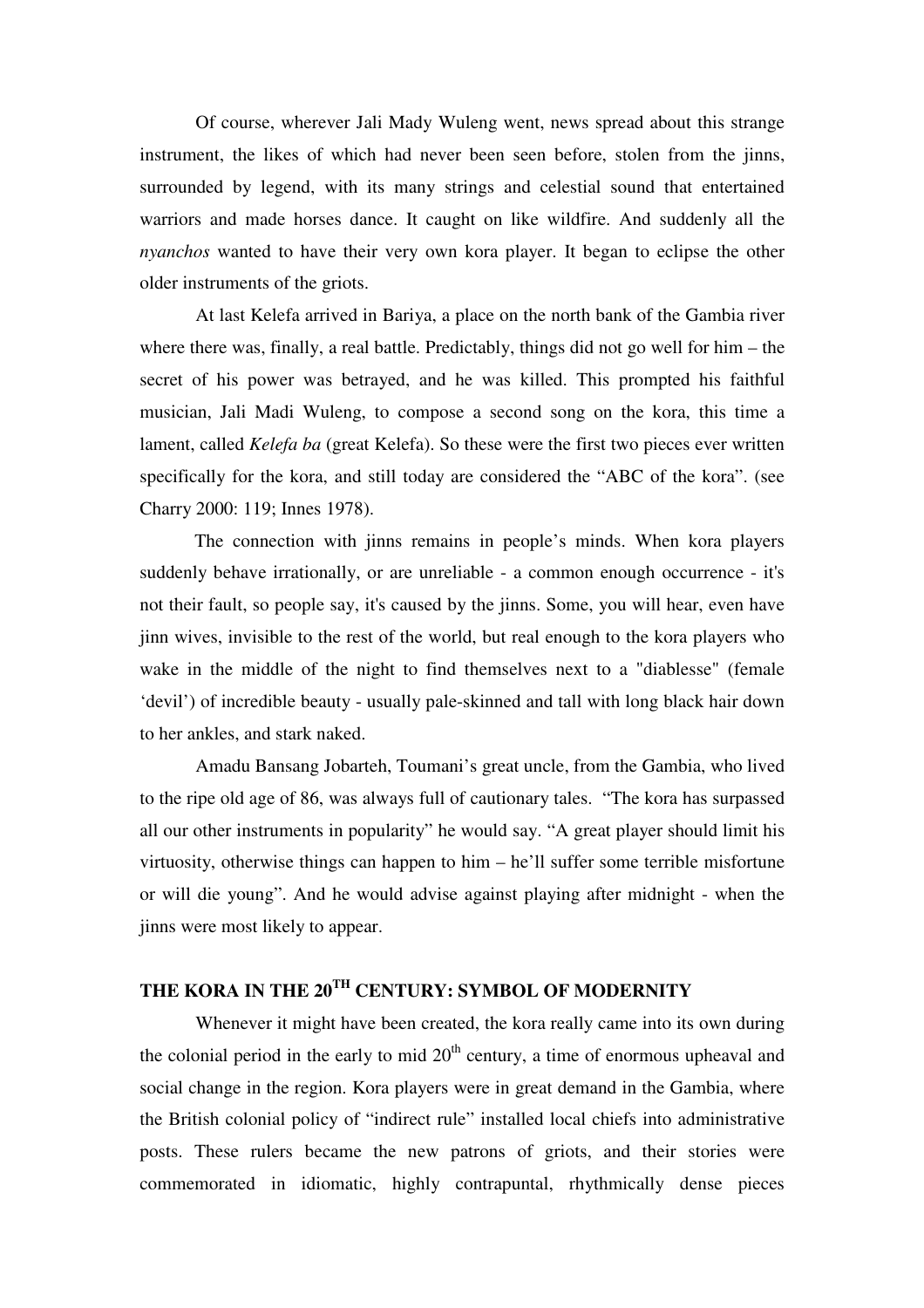Of course, wherever Jali Mady Wuleng went, news spread about this strange instrument, the likes of which had never been seen before, stolen from the jinns, surrounded by legend, with its many strings and celestial sound that entertained warriors and made horses dance. It caught on like wildfire. And suddenly all the *nyanchos* wanted to have their very own kora player. It began to eclipse the other older instruments of the griots.

At last Kelefa arrived in Bariya, a place on the north bank of the Gambia river where there was, finally, a real battle. Predictably, things did not go well for him – the secret of his power was betrayed, and he was killed. This prompted his faithful musician, Jali Madi Wuleng, to compose a second song on the kora, this time a lament, called *Kelefa ba* (great Kelefa). So these were the first two pieces ever written specifically for the kora, and still today are considered the "ABC of the kora". (see Charry 2000: 119; Innes 1978).

The connection with jinns remains in people's minds. When kora players suddenly behave irrationally, or are unreliable - a common enough occurrence - it's not their fault, so people say, it's caused by the jinns. Some, you will hear, even have jinn wives, invisible to the rest of the world, but real enough to the kora players who wake in the middle of the night to find themselves next to a "diablesse" (female 'devil') of incredible beauty - usually pale-skinned and tall with long black hair down to her ankles, and stark naked.

Amadu Bansang Jobarteh, Toumani's great uncle, from the Gambia, who lived to the ripe old age of 86, was always full of cautionary tales. "The kora has surpassed all our other instruments in popularity" he would say. "A great player should limit his virtuosity, otherwise things can happen to him – he'll suffer some terrible misfortune or will die young". And he would advise against playing after midnight - when the jinns were most likely to appear.

## THE KORA IN THE 20TH CENTURY: SYMBOL OF MODERNITY

Whenever it might have been created, the kora really came into its own during the colonial period in the early to mid 20th century, a time of enormous upheaval and social change in the region. Kora players were in great demand in the Gambia, where the British colonial policy of "indirect rule" installed local chiefs into administrative posts. These rulers became the new patrons of griots, and their stories were commemorated in idiomatic, highly contrapuntal, rhythmically dense pieces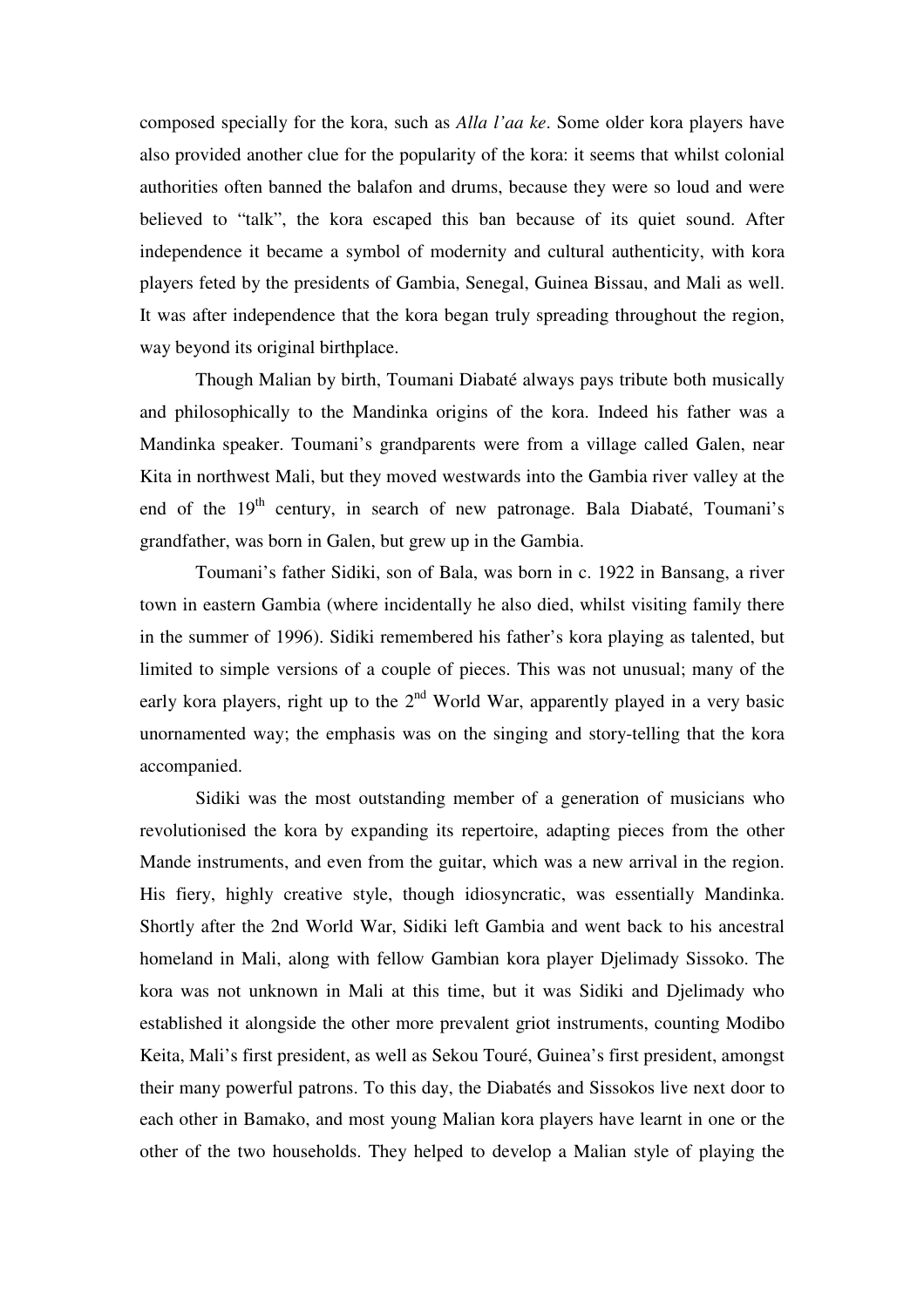composed specially for the kora, such as *Alla l'aa ke*. Some older kora players have also provided another clue for the popularity of the kora: it seems that whilst colonial authorities often banned the balafon and drums, because they were so loud and were believed to "talk", the kora escaped this ban because of its quiet sound. After independence it became a symbol of modernity and cultural authenticity, with kora players feted by the presidents of Gambia, Senegal, Guinea Bissau, and Mali as well. It was after independence that the kora began truly spreading throughout the region, way beyond its original birthplace.

Though Malian by birth, Toumani Diabaté always pays tribute both musically and philosophically to the Mandinka origins of the kora. Indeed his father was a Mandinka speaker. Toumani's grandparents were from a village called Galen, near Kita in northwest Mali, but they moved westwards into the Gambia river valley at the end of the 19th century, in search of new patronage. Bala Diabaté, Toumani's grandfather, was born in Galen, but grew up in the Gambia.

Toumani's father Sidiki, son of Bala, was born in c. 1922 in Bansang, a river town in eastern Gambia (where incidentally he also died, whilst visiting family there in the summer of 1996). Sidiki remembered his father's kora playing as talented, but limited to simple versions of a couple of pieces. This was not unusual; many of the early kora players, right up to the 2nd World War, apparently played in a very basic unornamented way; the emphasis was on the singing and story-telling that the kora accompanied.

Sidiki was the most outstanding member of a generation of musicians who revolutionised the kora by expanding its repertoire, adapting pieces from the other Mande instruments, and even from the guitar, which was a new arrival in the region. His fiery, highly creative style, though idiosyncratic, was essentially Mandinka. Shortly after the 2nd World War, Sidiki left Gambia and went back to his ancestral homeland in Mali, along with fellow Gambian kora player Djelimady Sissoko. The kora was not unknown in Mali at this time, but it was Sidiki and Djelimady who established it alongside the other more prevalent griot instruments, counting Modibo Keita, Mali's first president, as well as Sekou Touré, Guinea's first president, amongst their many powerful patrons. To this day, the Diabatés and Sissokos live next door to each other in Bamako, and most young Malian kora players have learnt in one or the other of the two households. They helped to develop a Malian style of playing the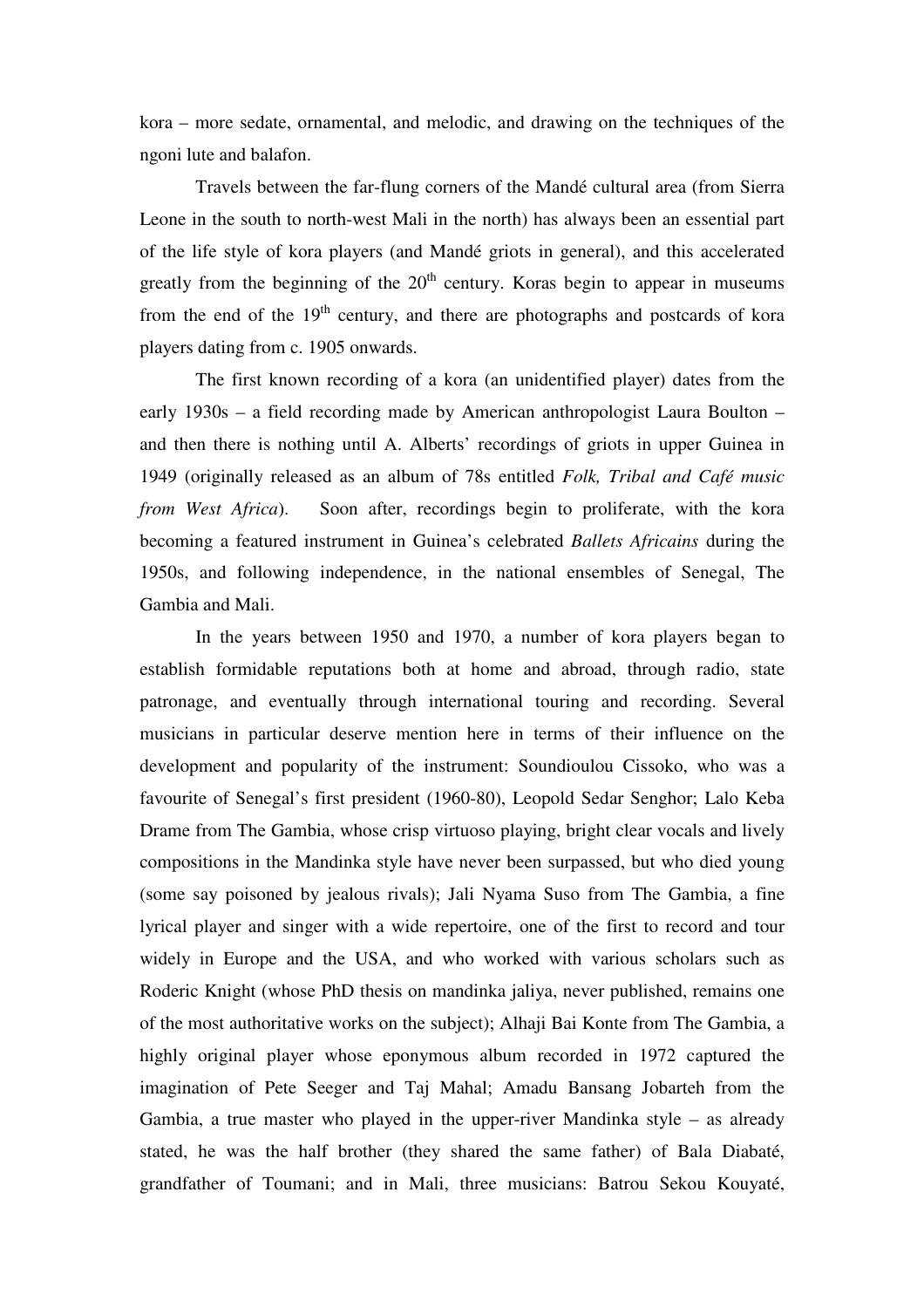kora – more sedate, ornamental, and melodic, and drawing on the techniques of the ngoni lute and balafon.

Travels between the far-flung corners of the Mandé cultural area (from Sierra Leone in the south to north-west Mali in the north) has always been an essential part of the life style of kora players (and Mandé griots in general), and this accelerated greatly from the beginning of the 20th century. Koras begin to appear in museums from the end of the 19th century, and there are photographs and postcards of kora players dating from c. 1905 onwards.

The first known recording of a kora (an unidentified player) dates from the early 1930s – a field recording made by American anthropologist Laura Boulton – and then there is nothing until A. Alberts' recordings of griots in upper Guinea in 1949 (originally released as an album of 78s entitled *Folk, Tribal and Café music from West Africa*). Soon after, recordings begin to proliferate, with the kora becoming a featured instrument in Guinea's celebrated *Ballets Africains* during the 1950s, and following independence, in the national ensembles of Senegal, The Gambia and Mali.

In the years between 1950 and 1970, a number of kora players began to establish formidable reputations both at home and abroad, through radio, state patronage, and eventually through international touring and recording. Several musicians in particular deserve mention here in terms of their influence on the development and popularity of the instrument: Soundioulou Cissoko, who was a favourite of Senegal's first president (1960-80), Leopold Sedar Senghor; Lalo Keba Drame from The Gambia, whose crisp virtuoso playing, bright clear vocals and lively compositions in the Mandinka style have never been surpassed, but who died young (some say poisoned by jealous rivals); Jali Nyama Suso from The Gambia, a fine lyrical player and singer with a wide repertoire, one of the first to record and tour widely in Europe and the USA, and who worked with various scholars such as Roderic Knight (whose PhD thesis on mandinka jaliya, never published, remains one of the most authoritative works on the subject); Alhaji Bai Konte from The Gambia, a highly original player whose eponymous album recorded in 1972 captured the imagination of Pete Seeger and Taj Mahal; Amadu Bansang Jobarteh from the Gambia, a true master who played in the upper-river Mandinka style – as already stated, he was the half brother (they shared the same father) of Bala Diabaté, grandfather of Toumani; and in Mali, three musicians: Batrou Sekou Kouyaté,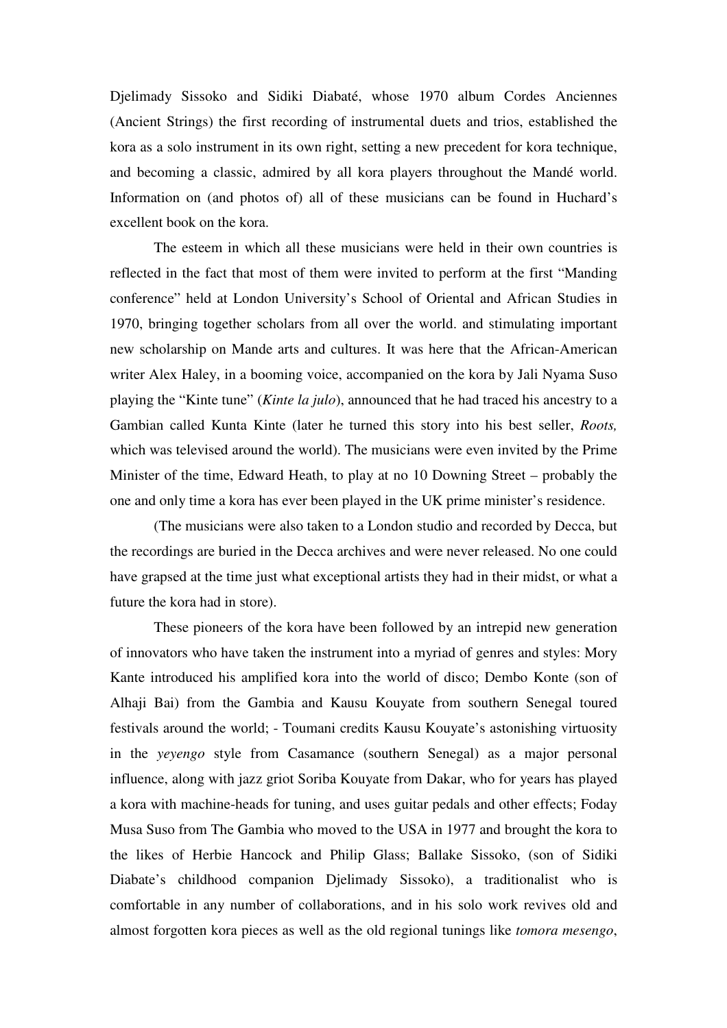Djelimady Sissoko and Sidiki Diabaté, whose 1970 album Cordes Anciennes (Ancient Strings) the first recording of instrumental duets and trios, established the kora as a solo instrument in its own right, setting a new precedent for kora technique, and becoming a classic, admired by all kora players throughout the Mandé world. Information on (and photos of) all of these musicians can be found in Huchard's excellent book on the kora.

The esteem in which all these musicians were held in their own countries is reflected in the fact that most of them were invited to perform at the first "Manding conference" held at London University's School of Oriental and African Studies in 1970, bringing together scholars from all over the world. and stimulating important new scholarship on Mande arts and cultures. It was here that the African-American writer Alex Haley, in a booming voice, accompanied on the kora by Jali Nyama Suso playing the "Kinte tune" (*Kinte la julo*), announced that he had traced his ancestry to a Gambian called Kunta Kinte (later he turned this story into his best seller, *Roots,* which was televised around the world). The musicians were even invited by the Prime Minister of the time, Edward Heath, to play at no 10 Downing Street – probably the one and only time a kora has ever been played in the UK prime minister's residence.

(The musicians were also taken to a London studio and recorded by Decca, but the recordings are buried in the Decca archives and were never released. No one could have grapsed at the time just what exceptional artists they had in their midst, or what a future the kora had in store).

These pioneers of the kora have been followed by an intrepid new generation of innovators who have taken the instrument into a myriad of genres and styles: Mory Kante introduced his amplified kora into the world of disco; Dembo Konte (son of Alhaji Bai) from the Gambia and Kausu Kouyate from southern Senegal toured festivals around the world; - Toumani credits Kausu Kouyate's astonishing virtuosity in the *yeyengo* style from Casamance (southern Senegal) as a major personal influence, along with jazz griot Soriba Kouyate from Dakar, who for years has played a kora with machine-heads for tuning, and uses guitar pedals and other effects; Foday Musa Suso from The Gambia who moved to the USA in 1977 and brought the kora to the likes of Herbie Hancock and Philip Glass; Ballake Sissoko, (son of Sidiki Diabate's childhood companion Djelimady Sissoko), a traditionalist who is comfortable in any number of collaborations, and in his solo work revives old and almost forgotten kora pieces as well as the old regional tunings like *tomora mesengo*,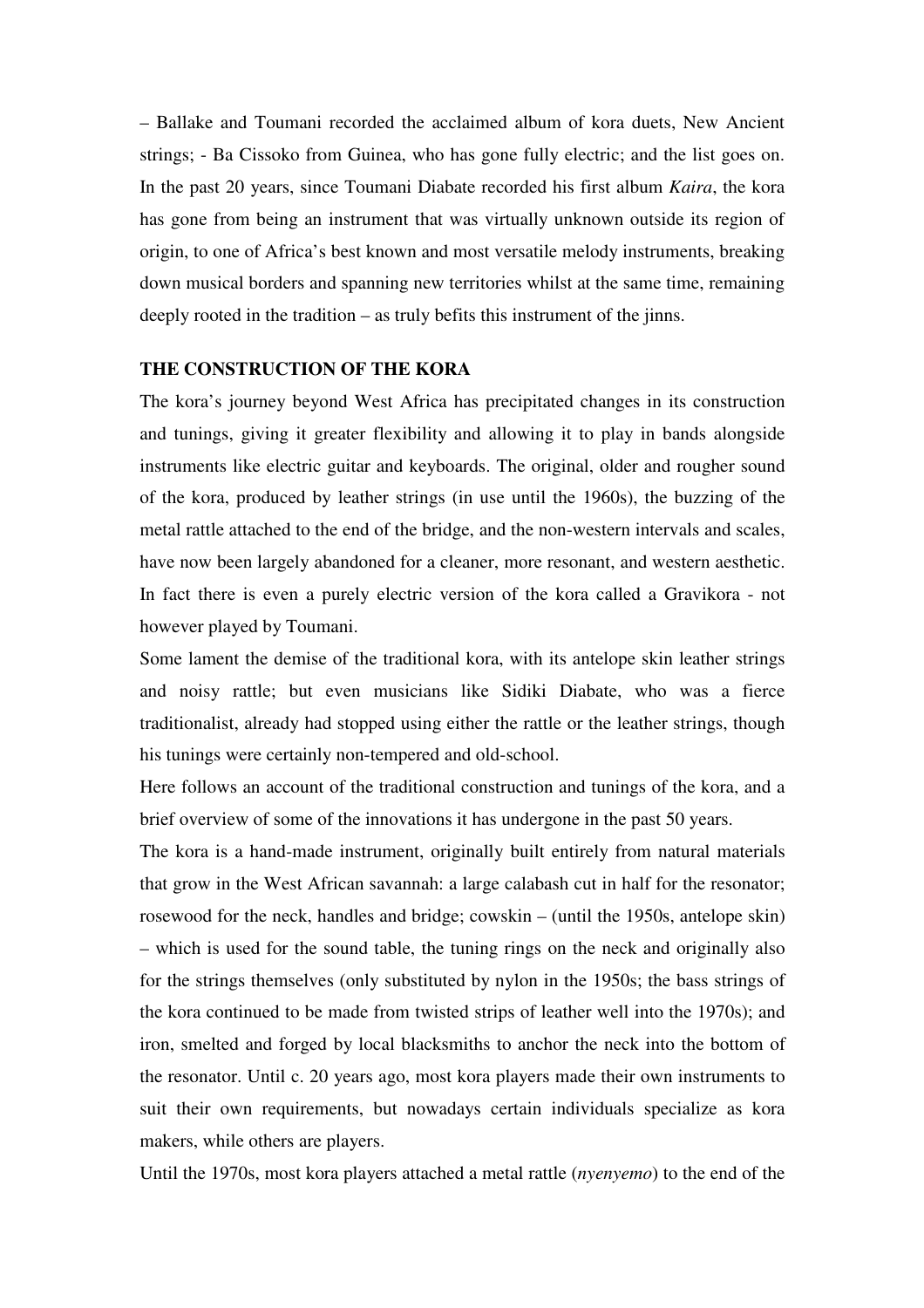– Ballake and Toumani recorded the acclaimed album of kora duets, New Ancient strings; - Ba Cissoko from Guinea, who has gone fully electric; and the list goes on. In the past 20 years, since Toumani Diabate recorded his first album *Kaira*, the kora has gone from being an instrument that was virtually unknown outside its region of origin, to one of Africa's best known and most versatile melody instruments, breaking down musical borders and spanning new territories whilst at the same time, remaining deeply rooted in the tradition – as truly befits this instrument of the jinns.

**THE CONSTRUCTION OF THE KORA**

The kora's journey beyond West Africa has precipitated changes in its construction and tunings, giving it greater flexibility and allowing it to play in bands alongside instruments like electric guitar and keyboards. The original, older and rougher sound of the kora, produced by leather strings (in use until the 1960s), the buzzing of the metal rattle attached to the end of the bridge, and the non-western intervals and scales, have now been largely abandoned for a cleaner, more resonant, and western aesthetic. In fact there is even a purely electric version of the kora called a Gravikora - not however played by Toumani.

Some lament the demise of the traditional kora, with its antelope skin leather strings and noisy rattle; but even musicians like Sidiki Diabate, who was a fierce traditionalist, already had stopped using either the rattle or the leather strings, though his tunings were certainly non-tempered and old-school.

Here follows an account of the traditional construction and tunings of the kora, and a brief overview of some of the innovations it has undergone in the past 50 years.

The kora is a hand-made instrument, originally built entirely from natural materials that grow in the West African savannah: a large calabash cut in half for the resonator; rosewood for the neck, handles and bridge; cowskin – (until the 1950s, antelope skin) – which is used for the sound table, the tuning rings on the neck and originally also for the strings themselves (only substituted by nylon in the 1950s; the bass strings of the kora continued to be made from twisted strips of leather well into the 1970s); and iron, smelted and forged by local blacksmiths to anchor the neck into the bottom of the resonator. Until c. 20 years ago, most kora players made their own instruments to suit their own requirements, but nowadays certain individuals specialize as kora makers, while others are players.

Until the 1970s, most kora players attached a metal rattle (*nyenyemo*) to the end of the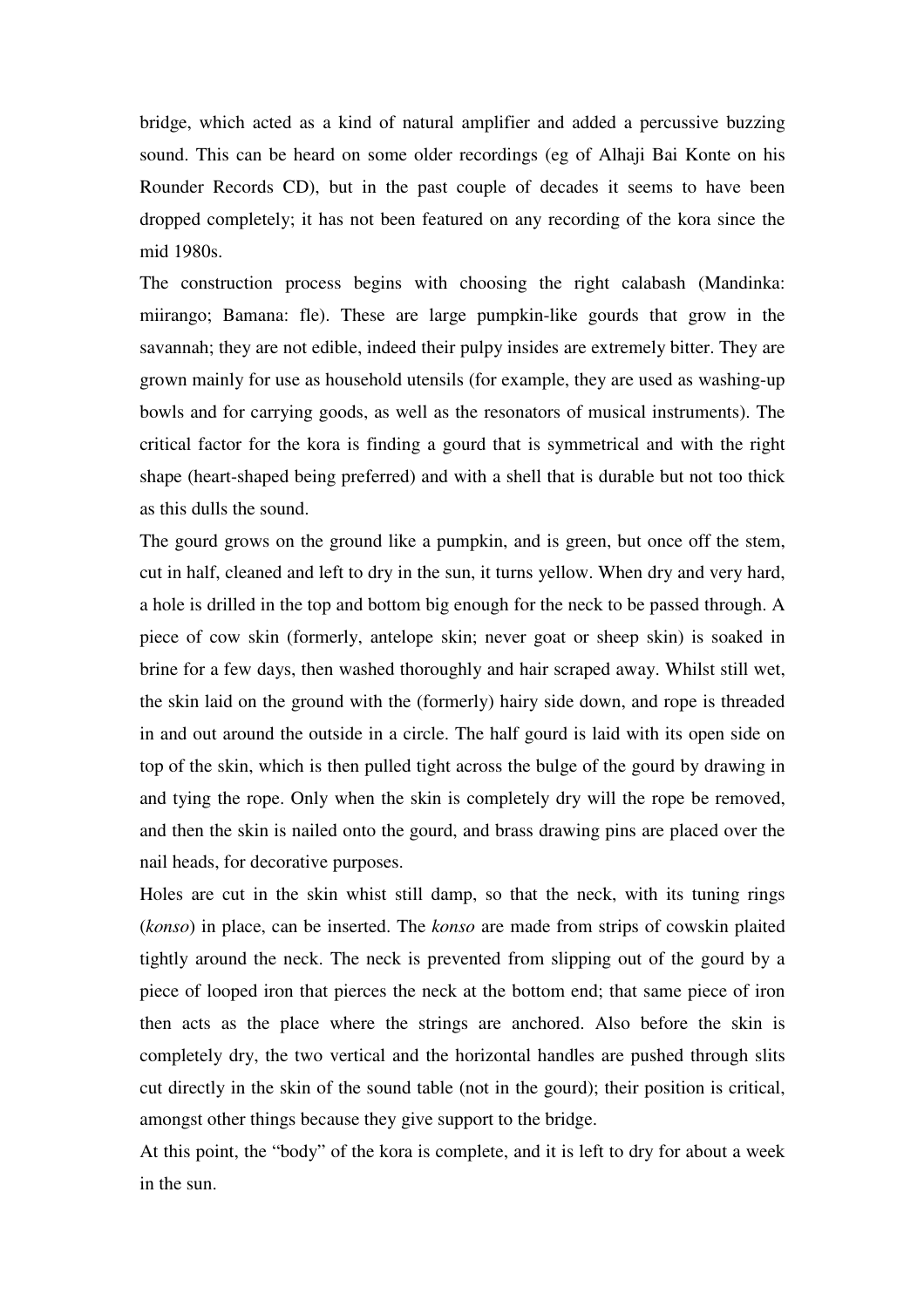bridge, which acted as a kind of natural amplifier and added a percussive buzzing sound. This can be heard on some older recordings (eg of Alhaji Bai Konte on his Rounder Records CD), but in the past couple of decades it seems to have been dropped completely; it has not been featured on any recording of the kora since the mid 1980s.

The construction process begins with choosing the right calabash (Mandinka: miirango; Bamana: fle). These are large pumpkin-like gourds that grow in the savannah; they are not edible, indeed their pulpy insides are extremely bitter. They are grown mainly for use as household utensils (for example, they are used as washing-up bowls and for carrying goods, as well as the resonators of musical instruments). The critical factor for the kora is finding a gourd that is symmetrical and with the right shape (heart-shaped being preferred) and with a shell that is durable but not too thick as this dulls the sound.

The gourd grows on the ground like a pumpkin, and is green, but once off the stem, cut in half, cleaned and left to dry in the sun, it turns yellow. When dry and very hard, a hole is drilled in the top and bottom big enough for the neck to be passed through. A piece of cow skin (formerly, antelope skin; never goat or sheep skin) is soaked in brine for a few days, then washed thoroughly and hair scraped away. Whilst still wet, the skin laid on the ground with the (formerly) hairy side down, and rope is threaded in and out around the outside in a circle. The half gourd is laid with its open side on top of the skin, which is then pulled tight across the bulge of the gourd by drawing in and tying the rope. Only when the skin is completely dry will the rope be removed, and then the skin is nailed onto the gourd, and brass drawing pins are placed over the nail heads, for decorative purposes.

Holes are cut in the skin whist still damp, so that the neck, with its tuning rings (*konso*) in place, can be inserted. The *konso* are made from strips of cowskin plaited tightly around the neck. The neck is prevented from slipping out of the gourd by a piece of looped iron that pierces the neck at the bottom end; that same piece of iron then acts as the place where the strings are anchored. Also before the skin is completely dry, the two vertical and the horizontal handles are pushed through slits cut directly in the skin of the sound table (not in the gourd); their position is critical, amongst other things because they give support to the bridge.

At this point, the "body" of the kora is complete, and it is left to dry for about a week in the sun.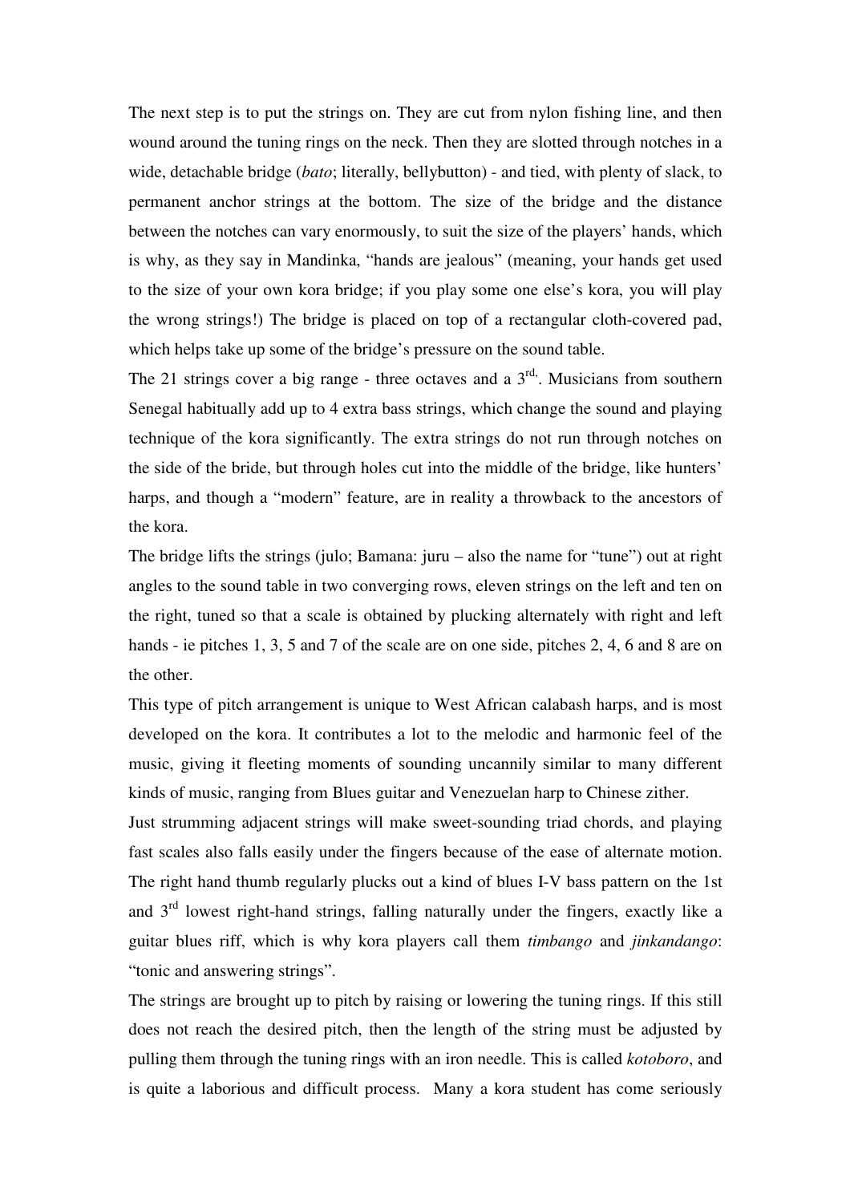The next step is to put the strings on. They are cut from nylon fishing line, and then wound around the tuning rings on the neck. Then they are slotted through notches in a wide, detachable bridge (*bato*; literally, bellybutton) - and tied, with plenty of slack, to permanent anchor strings at the bottom. The size of the bridge and the distance between the notches can vary enormously, to suit the size of the players' hands, which is why, as they say in Mandinka, "hands are jealous" (meaning, your hands get used to the size of your own kora bridge; if you play some one else's kora, you will play the wrong strings!) The bridge is placed on top of a rectangular cloth-covered pad, which helps take up some of the bridge's pressure on the sound table.

The 21 strings cover a big range - three octaves and a 3rd. Musicians from southern Senegal habitually add up to 4 extra bass strings, which change the sound and playing technique of the kora significantly. The extra strings do not run through notches on the side of the bride, but through holes cut into the middle of the bridge, like hunters' harps, and though a "modern" feature, are in reality a throwback to the ancestors of the kora.

The bridge lifts the strings (julo; Bamana: juru – also the name for "tune") out at right angles to the sound table in two converging rows, eleven strings on the left and ten on the right, tuned so that a scale is obtained by plucking alternately with right and left hands - ie pitches 1, 3, 5 and 7 of the scale are on one side, pitches 2, 4, 6 and 8 are on the other.

This type of pitch arrangement is unique to West African calabash harps, and is most developed on the kora. It contributes a lot to the melodic and harmonic feel of the music, giving it fleeting moments of sounding uncannily similar to many different kinds of music, ranging from Blues guitar and Venezuelan harp to Chinese zither.

Just strumming adjacent strings will make sweet-sounding triad chords, and playing fast scales also falls easily under the fingers because of the ease of alternate motion. The right hand thumb regularly plucks out a kind of blues I-V bass pattern on the 1st and 3rd lowest right-hand strings, falling naturally under the fingers, exactly like a guitar blues riff, which is why kora players call them *timbango* and *jinkandango*: "tonic and answering strings".

The strings are brought up to pitch by raising or lowering the tuning rings. If this still does not reach the desired pitch, then the length of the string must be adjusted by pulling them through the tuning rings with an iron needle. This is called *kotoboro*, and is quite a laborious and difficult process. Many a kora student has come seriously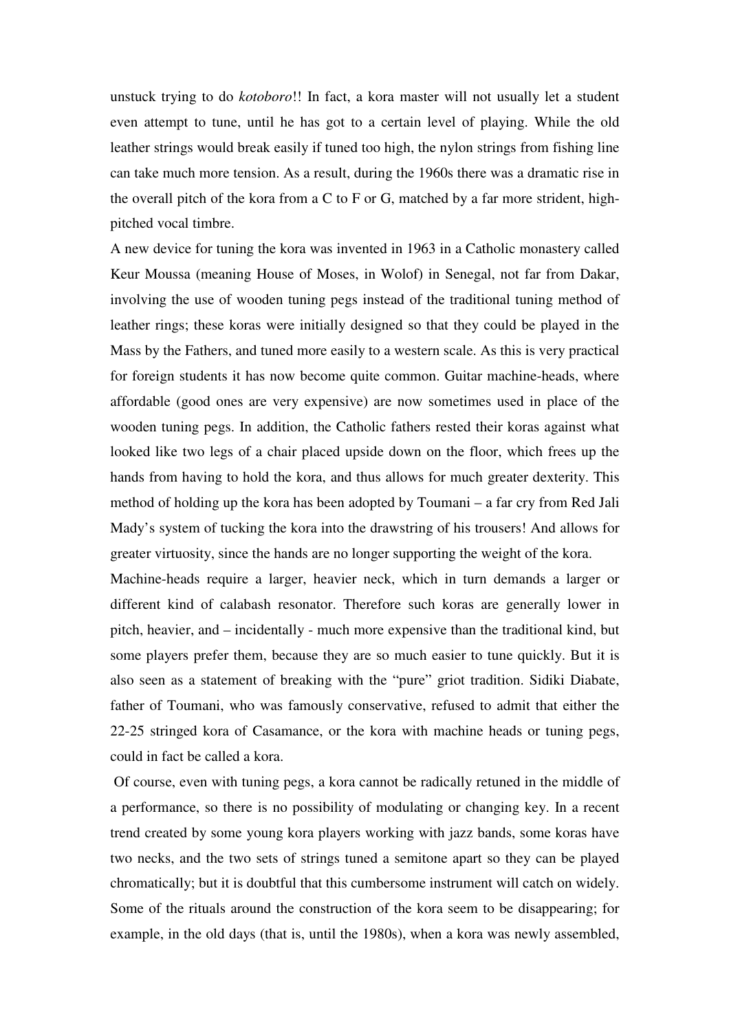unstuck trying to do *kotoboro*!! In fact, a kora master will not usually let a student even attempt to tune, until he has got to a certain level of playing. While the old leather strings would break easily if tuned too high, the nylon strings from fishing line can take much more tension. As a result, during the 1960s there was a dramatic rise in the overall pitch of the kora from a C to F or G, matched by a far more strident, high-pitched vocal timbre.

A new device for tuning the kora was invented in 1963 in a Catholic monastery called Keur Moussa (meaning House of Moses, in Wolof) in Senegal, not far from Dakar, involving the use of wooden tuning pegs instead of the traditional tuning method of leather rings; these koras were initially designed so that they could be played in the Mass by the Fathers, and tuned more easily to a western scale. As this is very practical for foreign students it has now become quite common. Guitar machine-heads, where affordable (good ones are very expensive) are now sometimes used in place of the wooden tuning pegs. In addition, the Catholic fathers rested their koras against what looked like two legs of a chair placed upside down on the floor, which frees up the hands from having to hold the kora, and thus allows for much greater dexterity. This method of holding up the kora has been adopted by Toumani – a far cry from Red Jali Mady's system of tucking the kora into the drawstring of his trousers! And allows for greater virtuosity, since the hands are no longer supporting the weight of the kora.

Machine-heads require a larger, heavier neck, which in turn demands a larger or different kind of calabash resonator. Therefore such koras are generally lower in pitch, heavier, and – incidentally - much more expensive than the traditional kind, but some players prefer them, because they are so much easier to tune quickly. But it is also seen as a statement of breaking with the "pure" griot tradition. Sidiki Diabate, father of Toumani, who was famously conservative, refused to admit that either the 22-25 stringed kora of Casamance, or the kora with machine heads or tuning pegs, could in fact be called a kora.

Of course, even with tuning pegs, a kora cannot be radically retuned in the middle of a performance, so there is no possibility of modulating or changing key. In a recent trend created by some young kora players working with jazz bands, some koras have two necks, and the two sets of strings tuned a semitone apart so they can be played chromatically; but it is doubtful that this cumbersome instrument will catch on widely.

Some of the rituals around the construction of the kora seem to be disappearing; for example, in the old days (that is, until the 1980s), when a kora was newly assembled,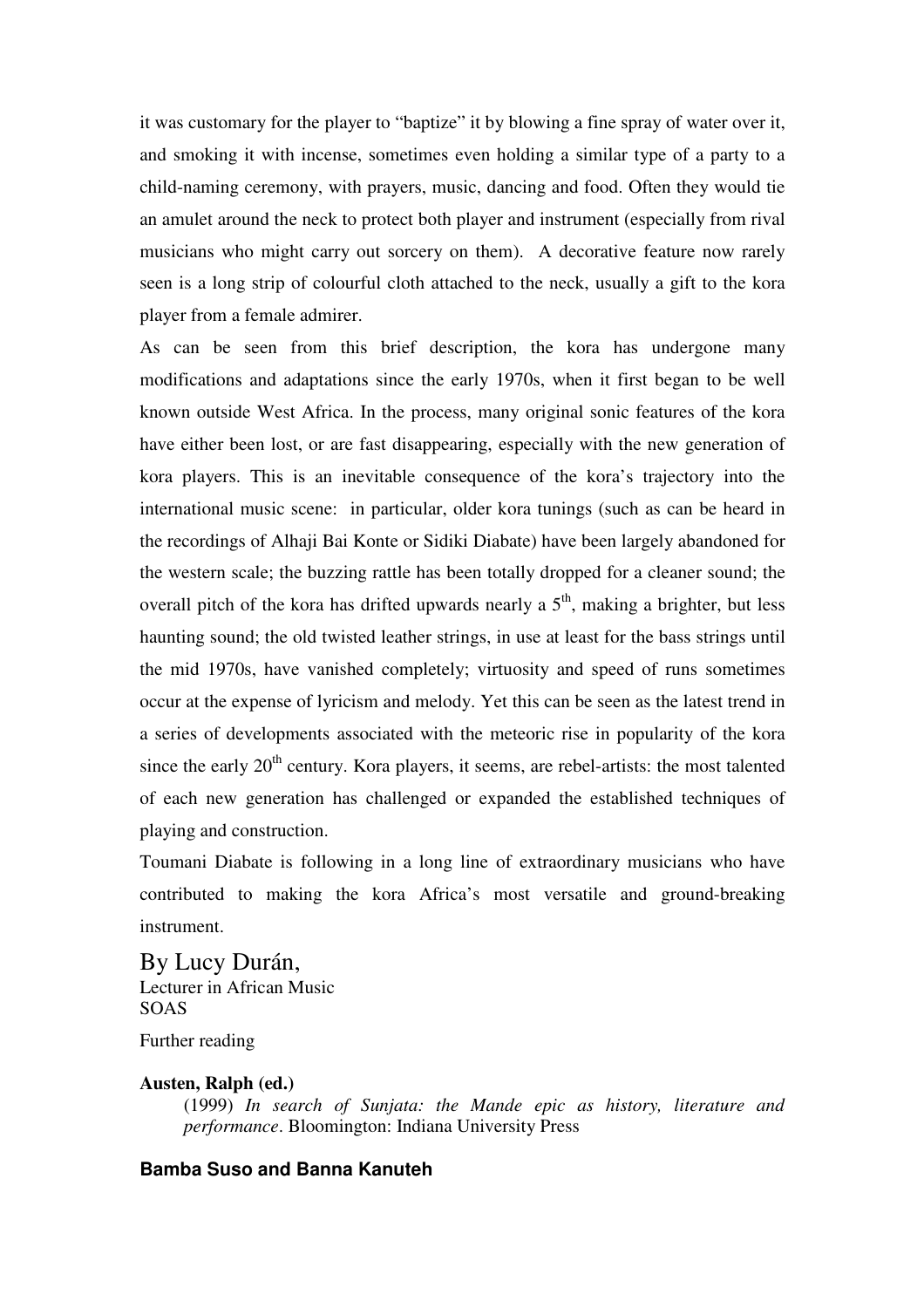it was customary for the player to "baptize" it by blowing a fine spray of water over it, and smoking it with incense, sometimes even holding a similar type of a party to a child-naming ceremony, with prayers, music, dancing and food. Often they would tie an amulet around the neck to protect both player and instrument (especially from rival musicians who might carry out sorcery on them). A decorative feature now rarely seen is a long strip of colourful cloth attached to the neck, usually a gift to the kora player from a female admirer.

As can be seen from this brief description, the kora has undergone many modifications and adaptations since the early 1970s, when it first began to be well known outside West Africa. In the process, many original sonic features of the kora have either been lost, or are fast disappearing, especially with the new generation of kora players. This is an inevitable consequence of the kora's trajectory into the international music scene: in particular, older kora tunings (such as can be heard in the recordings of Alhaji Bai Konte or Sidiki Diabate) have been largely abandoned for the western scale; the buzzing rattle has been totally dropped for a cleaner sound; the overall pitch of the kora has drifted upwards nearly a 5th, making a brighter, but less haunting sound; the old twisted leather strings, in use at least for the bass strings until the mid 1970s, have vanished completely; virtuosity and speed of runs sometimes occur at the expense of lyricism and melody. Yet this can be seen as the latest trend in a series of developments associated with the meteoric rise in popularity of the kora since the early 20th century. Kora players, it seems, are rebel-artists: the most talented of each new generation has challenged or expanded the established techniques of playing and construction.

Toumani Diabate is following in a long line of extraordinary musicians who have contributed to making the kora Africa's most versatile and ground-breaking instrument.

By Lucy Durán,
Lecturer in African Music
SOAS

Further reading

**Austen, Ralph (ed.)**

(1999) *In search of Sunjata: the Mande epic as history, literature and performance*. Bloomington: Indiana University Press

**Bamba Suso and Banna Kanuteh**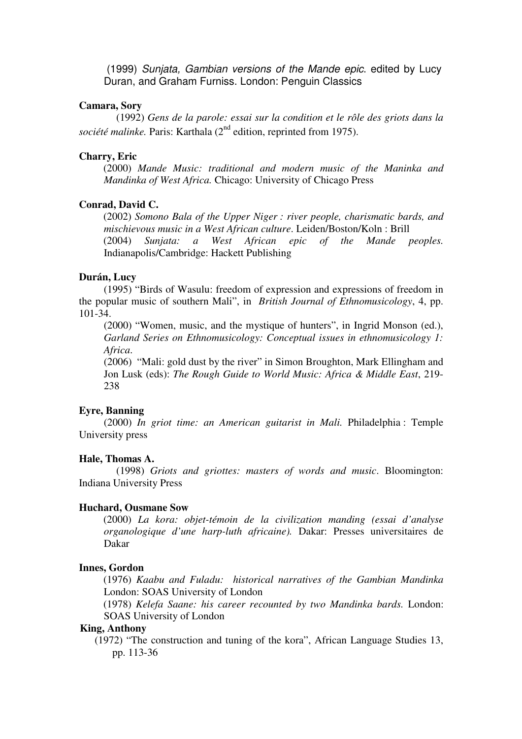(1999) *Sunjata, Gambian versions of the Mande epic*. edited by Lucy Duran, and Graham Furniss. London: Penguin Classics

**Camara, Sory**

(1992) *Gens de la parole: essai sur la condition et le rôle des griots dans la société malinke.* Paris: Karthala (2nd edition, reprinted from 1975).

**Charry, Eric**

(2000) *Mande Music: traditional and modern music of the Maninka and Mandinka of West Africa.* Chicago: University of Chicago Press

**Conrad, David C.**

(2002) *Somono Bala of the Upper Niger : river people, charismatic bards, and mischievous music in a West African culture*. Leiden/Boston/Koln : Brill

(2004) *Sunjata: a West African epic of the Mande peoples.* Indianapolis/Cambridge: Hackett Publishing

**Durán, Lucy**

(1995) "Birds of Wasulu: freedom of expression and expressions of freedom in the popular music of southern Mali", in *British Journal of Ethnomusicology*, 4, pp. 101-34.

(2000) "Women, music, and the mystique of hunters", in Ingrid Monson (ed.), *Garland Series on Ethnomusicology: Conceptual issues in ethnomusicology 1: Africa*.

(2006) "Mali: gold dust by the river" in Simon Broughton, Mark Ellingham and Jon Lusk (eds): *The Rough Guide to World Music: Africa & Middle East*, 219-238

**Eyre, Banning**

(2000) *In griot time: an American guitarist in Mali.* Philadelphia : Temple University press

**Hale, Thomas A.**

(1998) *Griots and griottes: masters of words and music*. Bloomington: Indiana University Press

**Huchard, Ousmane Sow**

(2000) *La kora: objet-témoin de la civilization manding (essai d'analyse organologique d'une harp-luth africaine).* Dakar: Presses universitaires de Dakar

**Innes, Gordon**

(1976) *Kaabu and Fuladu: historical narratives of the Gambian Mandinka* London: SOAS University of London

(1978) *Kelefa Saane: his career recounted by two Mandinka bards.* London: SOAS University of London

**King, Anthony**

(1972) "The construction and tuning of the kora", African Language Studies 13, pp. 113-36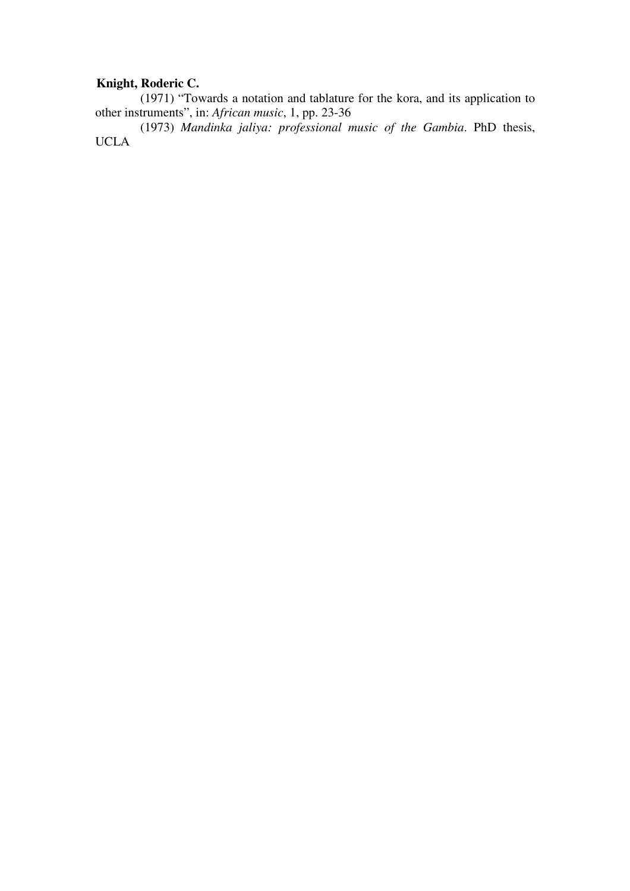**Knight, Roderic C.**

(1971) "Towards a notation and tablature for the kora, and its application to other instruments", in: *African music*, 1, pp. 23-36

(1973) *Mandinka jaliya: professional music of the Gambia*. PhD thesis, UCLA